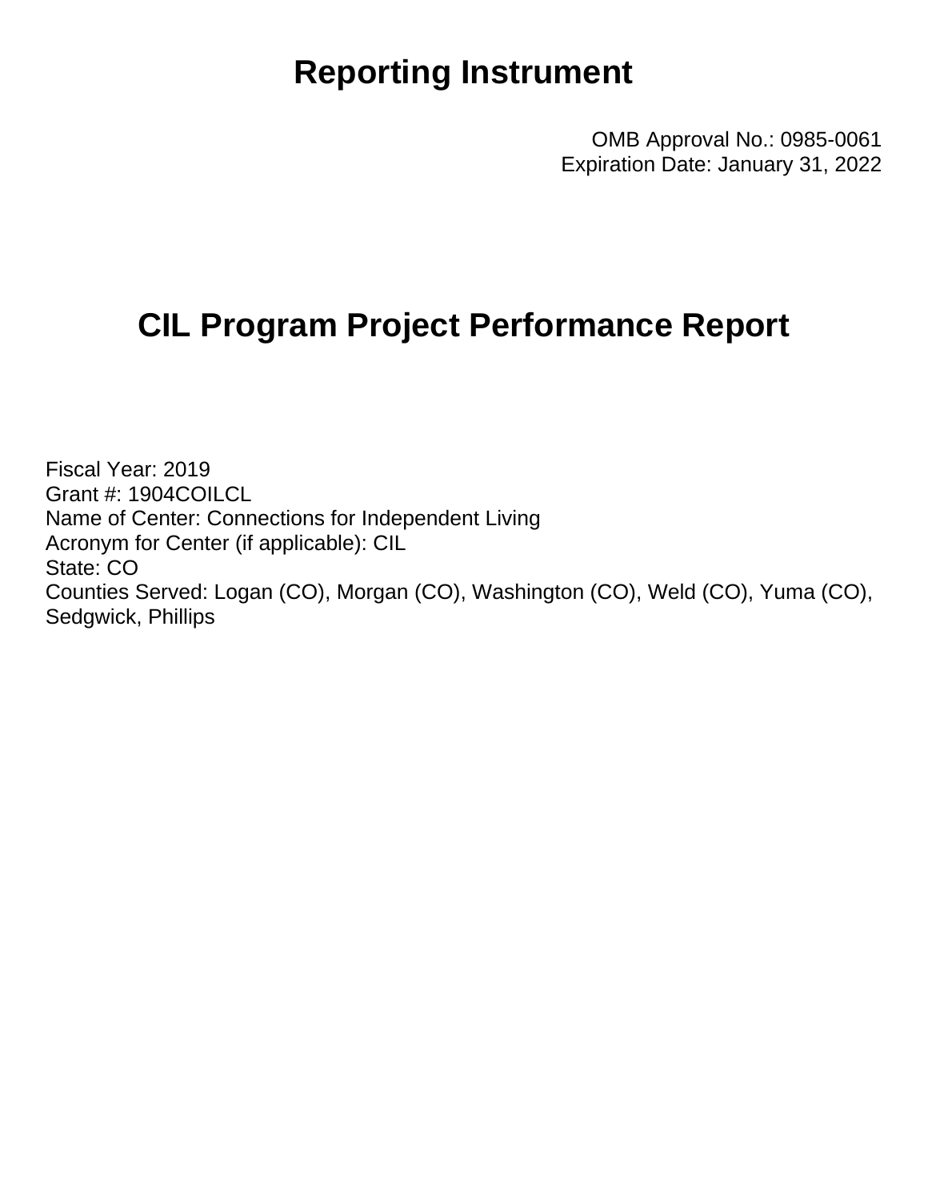# Reporting Instrument

OMB Approval No.: 0985-0061
Expiration Date: January 31, 2022

# CIL Program Project Performance Report

Fiscal Year: 2019
Grant #: 1904COILCL
Name of Center: Connections for Independent Living
Acronym for Center (if applicable): CIL
State: CO
Counties Served: Logan (CO), Morgan (CO), Washington (CO), Weld (CO), Yuma (CO), Sedgwick, Phillips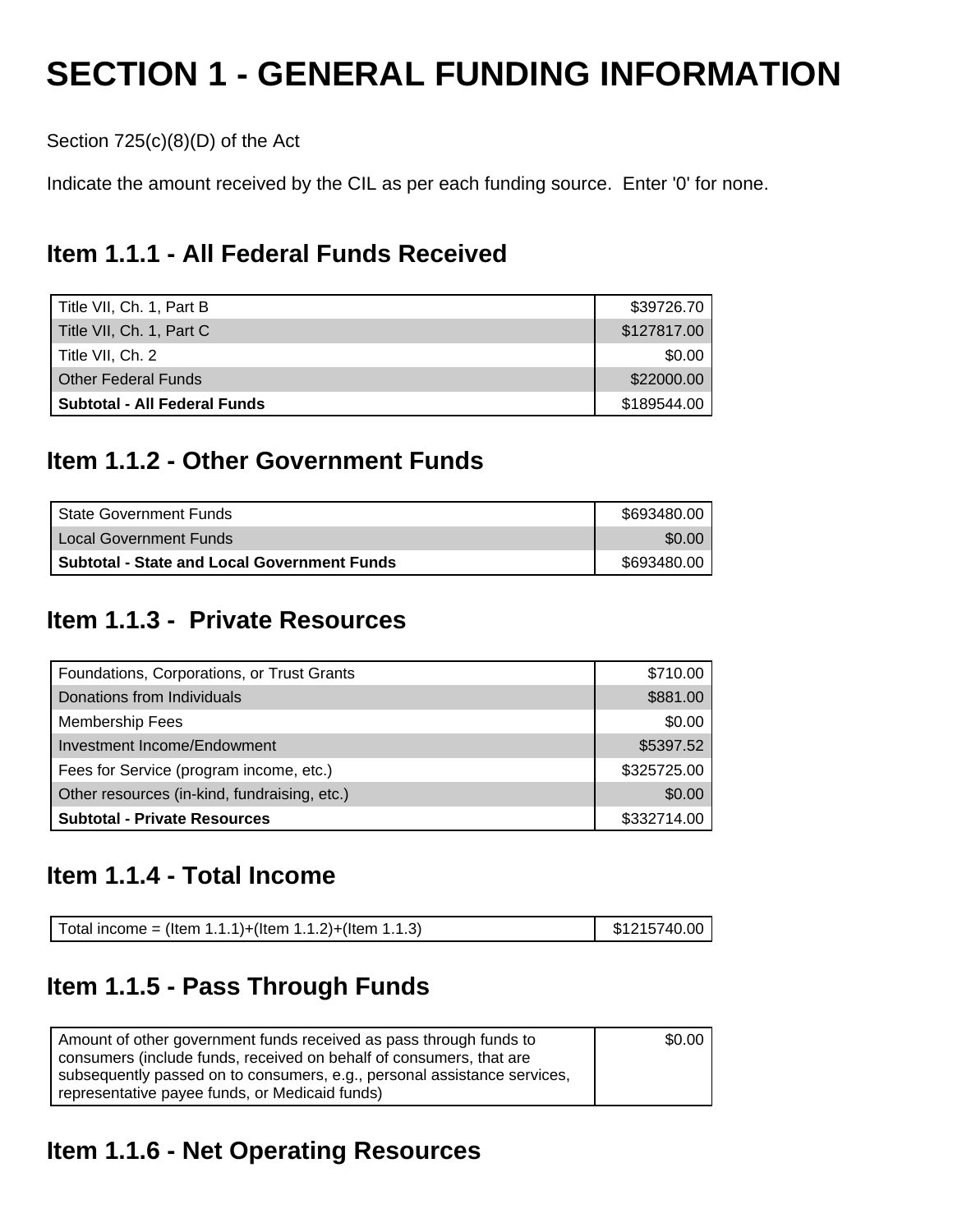# SECTION 1 - GENERAL FUNDING INFORMATION

Section 725(c)(8)(D) of the Act

Indicate the amount received by the CIL as per each funding source. Enter '0' for none.

## Item 1.1.1 - All Federal Funds Received

| | |
|---|---|
| Title VII, Ch. 1, Part B | $39726.70 |
| Title VII, Ch. 1, Part C | $127817.00 |
| Title VII, Ch. 2 | $0.00 |
| Other Federal Funds | $22000.00 |
| **Subtotal - All Federal Funds** | $189544.00 |

## Item 1.1.2 - Other Government Funds

| | |
|---|---|
| State Government Funds | $693480.00 |
| Local Government Funds | $0.00 |
| **Subtotal - State and Local Government Funds** | $693480.00 |

## Item 1.1.3 - Private Resources

| | |
|---|---|
| Foundations, Corporations, or Trust Grants | $710.00 |
| Donations from Individuals | $881.00 |
| Membership Fees | $0.00 |
| Investment Income/Endowment | $5397.52 |
| Fees for Service (program income, etc.) | $325725.00 |
| Other resources (in-kind, fundraising, etc.) | $0.00 |
| **Subtotal - Private Resources** | $332714.00 |

## Item 1.1.4 - Total Income

| | |
|---|---|
| Total income = (Item 1.1.1)+(Item 1.1.2)+(Item 1.1.3) | $1215740.00 |

## Item 1.1.5 - Pass Through Funds

| | |
|---|---|
| Amount of other government funds received as pass through funds to consumers (include funds, received on behalf of consumers, that are subsequently passed on to consumers, e.g., personal assistance services, representative payee funds, or Medicaid funds) | $0.00 |

## Item 1.1.6 - Net Operating Resources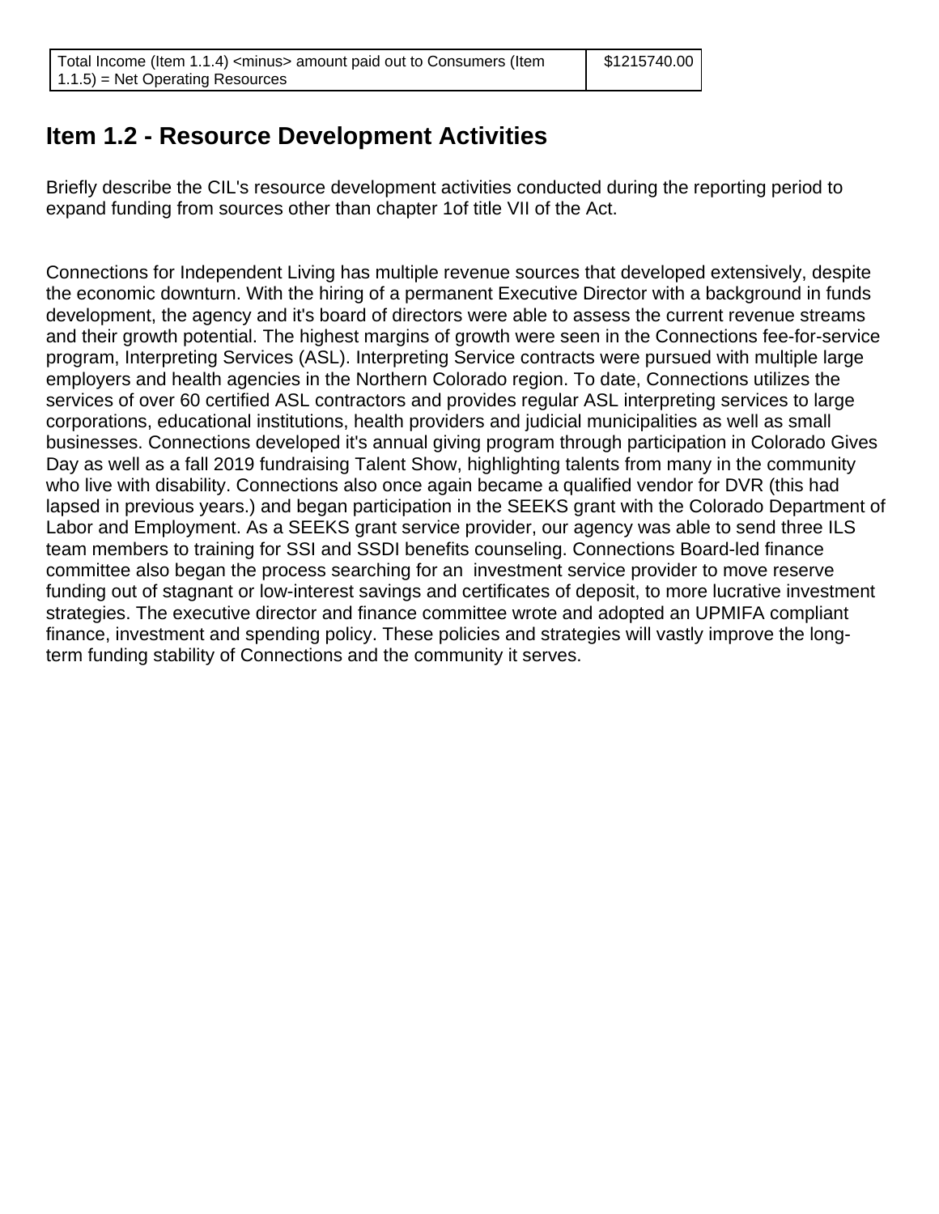| Total Income (Item 1.1.4) <minus> amount paid out to Consumers (Item 1.1.5) = Net Operating Resources | $1215740.00 |
|---|---|

## Item 1.2 - Resource Development Activities

Briefly describe the CIL's resource development activities conducted during the reporting period to expand funding from sources other than chapter 1of title VII of the Act.

Connections for Independent Living has multiple revenue sources that developed extensively, despite the economic downturn. With the hiring of a permanent Executive Director with a background in funds development, the agency and it's board of directors were able to assess the current revenue streams and their growth potential. The highest margins of growth were seen in the Connections fee-for-service program, Interpreting Services (ASL). Interpreting Service contracts were pursued with multiple large employers and health agencies in the Northern Colorado region. To date, Connections utilizes the services of over 60 certified ASL contractors and provides regular ASL interpreting services to large corporations, educational institutions, health providers and judicial municipalities as well as small businesses. Connections developed it's annual giving program through participation in Colorado Gives Day as well as a fall 2019 fundraising Talent Show, highlighting talents from many in the community who live with disability. Connections also once again became a qualified vendor for DVR (this had lapsed in previous years.) and began participation in the SEEKS grant with the Colorado Department of Labor and Employment. As a SEEKS grant service provider, our agency was able to send three ILS team members to training for SSI and SSDI benefits counseling. Connections Board-led finance committee also began the process searching for an  investment service provider to move reserve funding out of stagnant or low-interest savings and certificates of deposit, to more lucrative investment strategies. The executive director and finance committee wrote and adopted an UPMIFA compliant finance, investment and spending policy. These policies and strategies will vastly improve the long-term funding stability of Connections and the community it serves.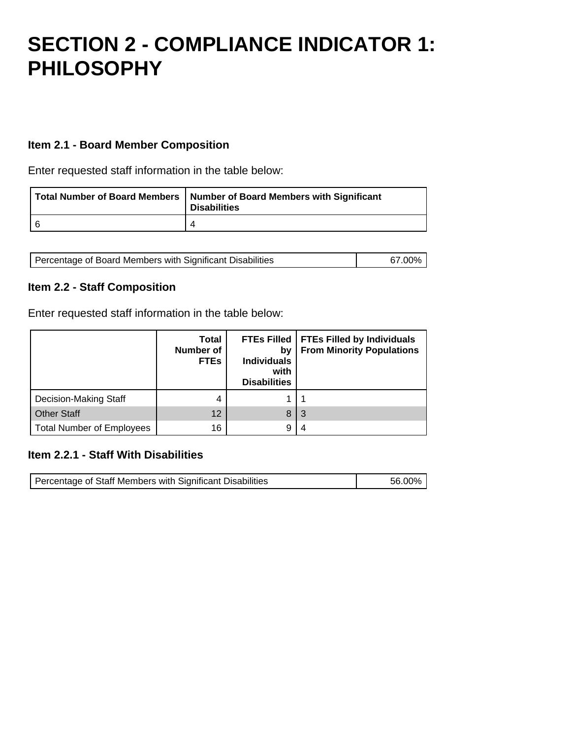# SECTION 2 - COMPLIANCE INDICATOR 1: PHILOSOPHY

### Item 2.1 - Board Member Composition

Enter requested staff information in the table below:

| Total Number of Board Members | Number of Board Members with Significant Disabilities |
|---|---|
| 6 | 4 |

| Percentage of Board Members with Significant Disabilities | 67.00% |
|---|---|

### Item 2.2 - Staff Composition

Enter requested staff information in the table below:

| | Total Number of FTEs | FTEs Filled by Individuals with Disabilities | FTEs Filled by Individuals From Minority Populations |
|---|---|---|---|
| Decision-Making Staff | 4 | 1 | 1 |
| Other Staff | 12 | 8 | 3 |
| Total Number of Employees | 16 | 9 | 4 |

### Item 2.2.1 - Staff With Disabilities

| Percentage of Staff Members with Significant Disabilities | 56.00% |
|---|---|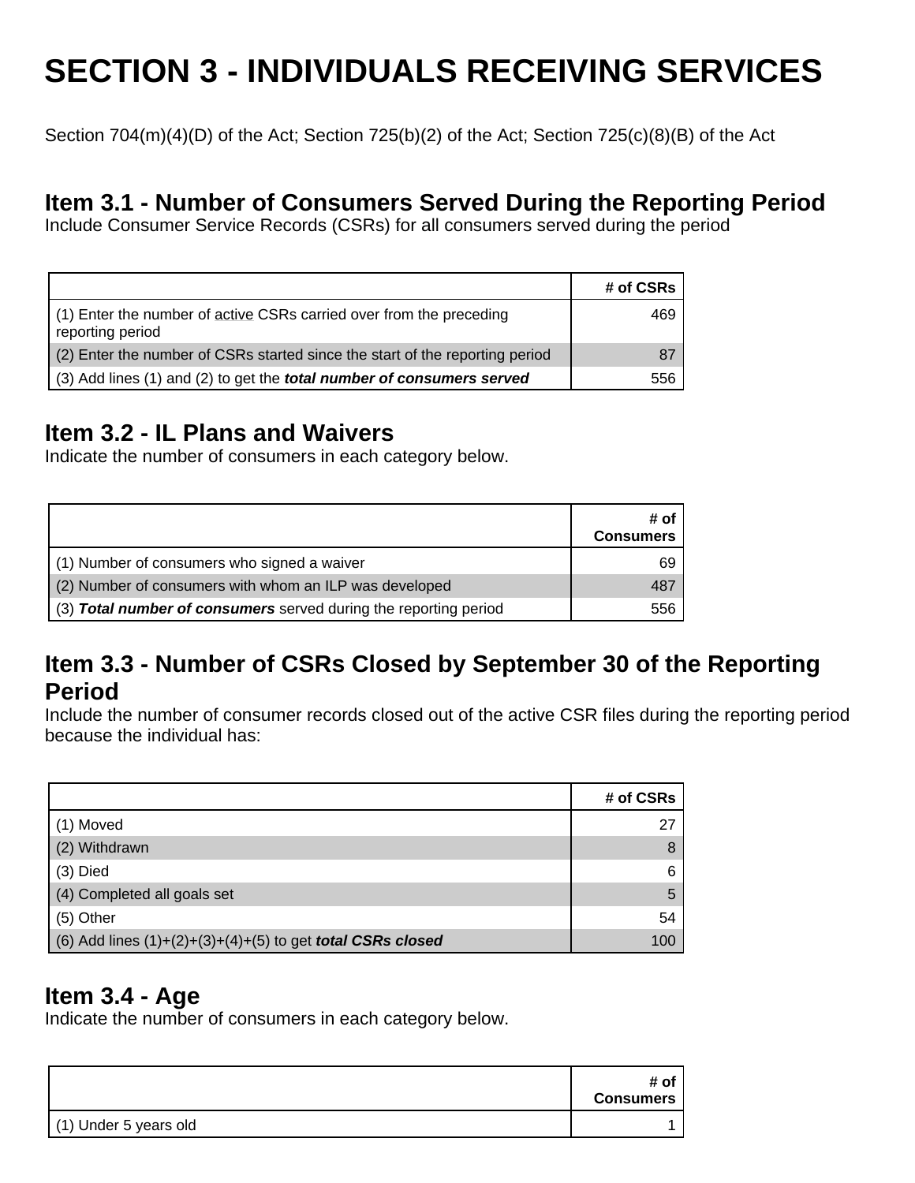# SECTION 3 - INDIVIDUALS RECEIVING SERVICES

Section 704(m)(4)(D) of the Act; Section 725(b)(2) of the Act; Section 725(c)(8)(B) of the Act

## Item 3.1 - Number of Consumers Served During the Reporting Period

Include Consumer Service Records (CSRs) for all consumers served during the period

| | # of CSRs |
|---|---|
| (1) Enter the number of active CSRs carried over from the preceding reporting period | 469 |
| (2) Enter the number of CSRs started since the start of the reporting period | 87 |
| (3) Add lines (1) and (2) to get the ***total number of consumers served*** | 556 |

## Item 3.2 - IL Plans and Waivers

Indicate the number of consumers in each category below.

| | # of Consumers |
|---|---|
| (1) Number of consumers who signed a waiver | 69 |
| (2) Number of consumers with whom an ILP was developed | 487 |
| (3) ***Total number of consumers*** served during the reporting period | 556 |

## Item 3.3 - Number of CSRs Closed by September 30 of the Reporting Period

Include the number of consumer records closed out of the active CSR files during the reporting period because the individual has:

| | # of CSRs |
|---|---|
| (1) Moved | 27 |
| (2) Withdrawn | 8 |
| (3) Died | 6 |
| (4) Completed all goals set | 5 |
| (5) Other | 54 |
| (6) Add lines (1)+(2)+(3)+(4)+(5) to get ***total CSRs closed*** | 100 |

## Item 3.4 - Age

Indicate the number of consumers in each category below.

| | # of Consumers |
|---|---|
| (1) Under 5 years old | 1 |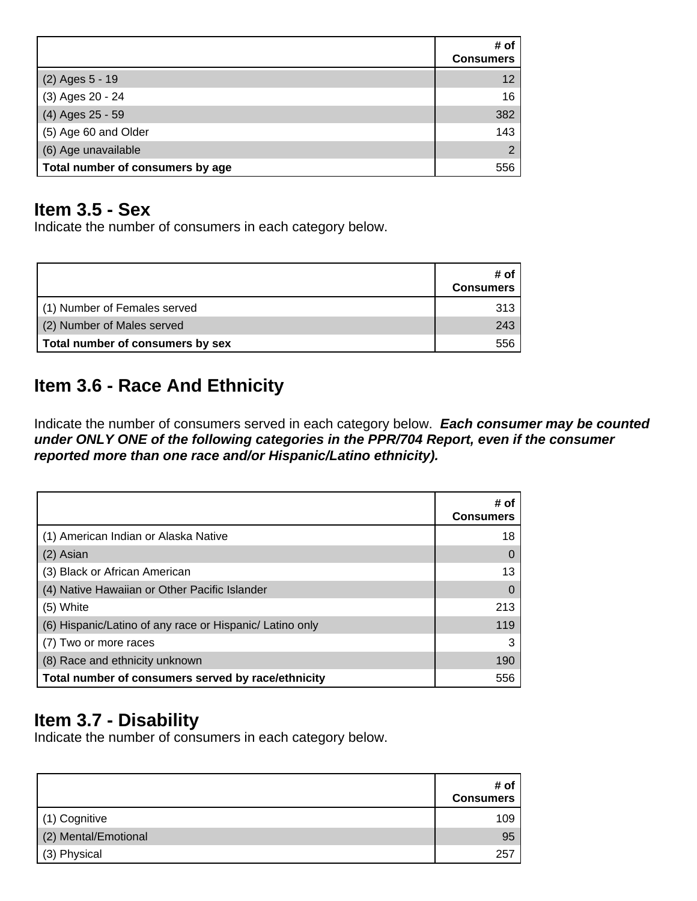|  | # of Consumers |
|---|---|
| (2) Ages 5 - 19 | 12 |
| (3) Ages 20 - 24 | 16 |
| (4) Ages 25 - 59 | 382 |
| (5) Age 60 and Older | 143 |
| (6) Age unavailable | 2 |
| **Total number of consumers by age** | 556 |

## Item 3.5 - Sex

Indicate the number of consumers in each category below.

|  | # of Consumers |
|---|---|
| (1) Number of Females served | 313 |
| (2) Number of Males served | 243 |
| **Total number of consumers by sex** | 556 |

## Item 3.6 - Race And Ethnicity

Indicate the number of consumers served in each category below. ***Each consumer may be counted under ONLY ONE of the following categories in the PPR/704 Report, even if the consumer reported more than one race and/or Hispanic/Latino ethnicity).***

|  | # of Consumers |
|---|---|
| (1) American Indian or Alaska Native | 18 |
| (2) Asian | 0 |
| (3) Black or African American | 13 |
| (4) Native Hawaiian or Other Pacific Islander | 0 |
| (5) White | 213 |
| (6) Hispanic/Latino of any race or Hispanic/ Latino only | 119 |
| (7) Two or more races | 3 |
| (8) Race and ethnicity unknown | 190 |
| **Total number of consumers served by race/ethnicity** | 556 |

## Item 3.7 - Disability

Indicate the number of consumers in each category below.

|  | # of Consumers |
|---|---|
| (1) Cognitive | 109 |
| (2) Mental/Emotional | 95 |
| (3) Physical | 257 |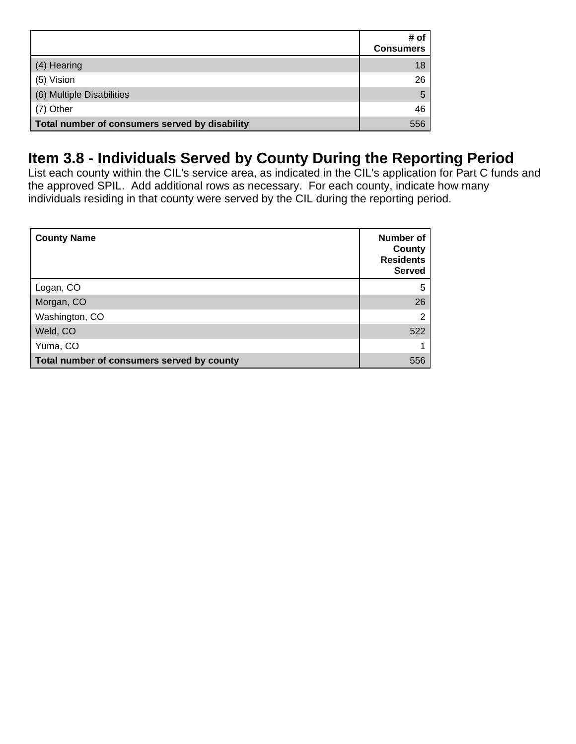| | # of Consumers |
|---|---|
| (4) Hearing | 18 |
| (5) Vision | 26 |
| (6) Multiple Disabilities | 5 |
| (7) Other | 46 |
| **Total number of consumers served by disability** | 556 |

## Item 3.8 - Individuals Served by County During the Reporting Period

List each county within the CIL's service area, as indicated in the CIL's application for Part C funds and the approved SPIL. Add additional rows as necessary. For each county, indicate how many individuals residing in that county were served by the CIL during the reporting period.

| County Name | Number of County Residents Served |
|---|---|
| Logan, CO | 5 |
| Morgan, CO | 26 |
| Washington, CO | 2 |
| Weld, CO | 522 |
| Yuma, CO | 1 |
| **Total number of consumers served by county** | 556 |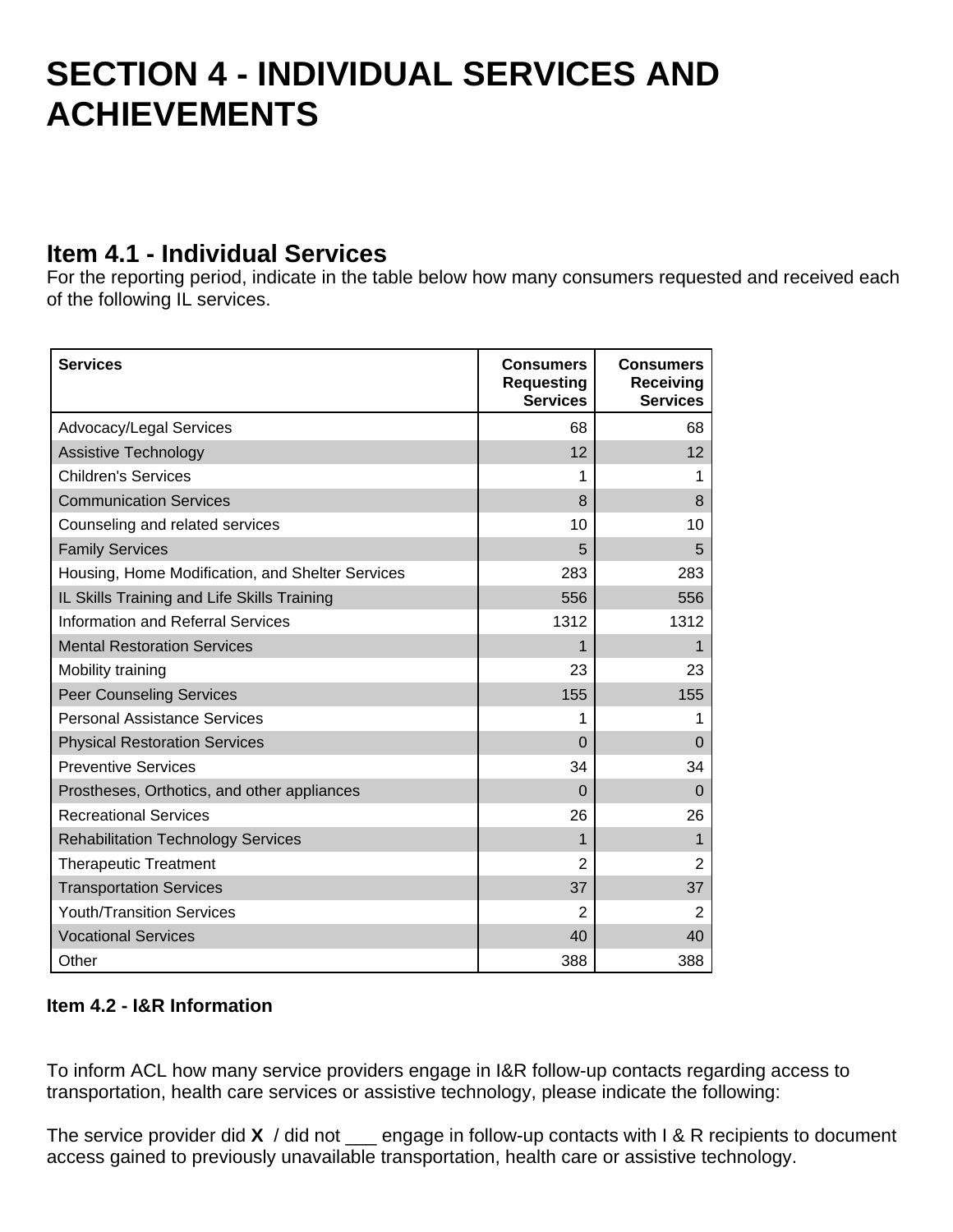# SECTION 4 - INDIVIDUAL SERVICES AND ACHIEVEMENTS

## Item 4.1 - Individual Services

For the reporting period, indicate in the table below how many consumers requested and received each of the following IL services.

| Services | Consumers Requesting Services | Consumers Receiving Services |
|---|---|---|
| Advocacy/Legal Services | 68 | 68 |
| Assistive Technology | 12 | 12 |
| Children's Services | 1 | 1 |
| Communication Services | 8 | 8 |
| Counseling and related services | 10 | 10 |
| Family Services | 5 | 5 |
| Housing, Home Modification, and Shelter Services | 283 | 283 |
| IL Skills Training and Life Skills Training | 556 | 556 |
| Information and Referral Services | 1312 | 1312 |
| Mental Restoration Services | 1 | 1 |
| Mobility training | 23 | 23 |
| Peer Counseling Services | 155 | 155 |
| Personal Assistance Services | 1 | 1 |
| Physical Restoration Services | 0 | 0 |
| Preventive Services | 34 | 34 |
| Prostheses, Orthotics, and other appliances | 0 | 0 |
| Recreational Services | 26 | 26 |
| Rehabilitation Technology Services | 1 | 1 |
| Therapeutic Treatment | 2 | 2 |
| Transportation Services | 37 | 37 |
| Youth/Transition Services | 2 | 2 |
| Vocational Services | 40 | 40 |
| Other | 388 | 388 |

**Item 4.2 - I&R Information**

To inform ACL how many service providers engage in I&R follow-up contacts regarding access to transportation, health care services or assistive technology, please indicate the following:

The service provider did **X** / did not ___ engage in follow-up contacts with I & R recipients to document access gained to previously unavailable transportation, health care or assistive technology.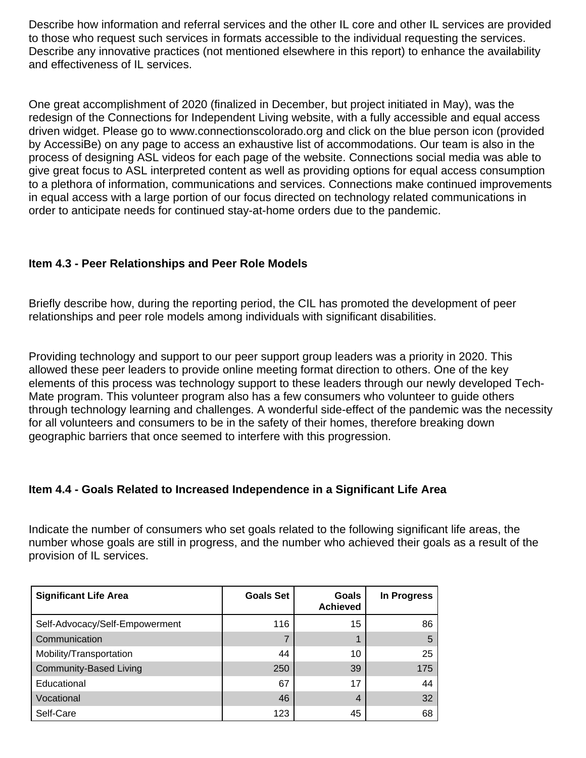Describe how information and referral services and the other IL core and other IL services are provided to those who request such services in formats accessible to the individual requesting the services. Describe any innovative practices (not mentioned elsewhere in this report) to enhance the availability and effectiveness of IL services.

One great accomplishment of 2020 (finalized in December, but project initiated in May), was the redesign of the Connections for Independent Living website, with a fully accessible and equal access driven widget. Please go to www.connectionscolorado.org and click on the blue person icon (provided by AccessiBe) on any page to access an exhaustive list of accommodations. Our team is also in the process of designing ASL videos for each page of the website. Connections social media was able to give great focus to ASL interpreted content as well as providing options for equal access consumption to a plethora of information, communications and services. Connections make continued improvements in equal access with a large portion of our focus directed on technology related communications in order to anticipate needs for continued stay-at-home orders due to the pandemic.

### Item 4.3 - Peer Relationships and Peer Role Models

Briefly describe how, during the reporting period, the CIL has promoted the development of peer relationships and peer role models among individuals with significant disabilities.

Providing technology and support to our peer support group leaders was a priority in 2020. This allowed these peer leaders to provide online meeting format direction to others. One of the key elements of this process was technology support to these leaders through our newly developed Tech-Mate program. This volunteer program also has a few consumers who volunteer to guide others through technology learning and challenges. A wonderful side-effect of the pandemic was the necessity for all volunteers and consumers to be in the safety of their homes, therefore breaking down geographic barriers that once seemed to interfere with this progression.

### Item 4.4 - Goals Related to Increased Independence in a Significant Life Area

Indicate the number of consumers who set goals related to the following significant life areas, the number whose goals are still in progress, and the number who achieved their goals as a result of the provision of IL services.

| Significant Life Area | Goals Set | Goals Achieved | In Progress |
|---|---|---|---|
| Self-Advocacy/Self-Empowerment | 116 | 15 | 86 |
| Communication | 7 | 1 | 5 |
| Mobility/Transportation | 44 | 10 | 25 |
| Community-Based Living | 250 | 39 | 175 |
| Educational | 67 | 17 | 44 |
| Vocational | 46 | 4 | 32 |
| Self-Care | 123 | 45 | 68 |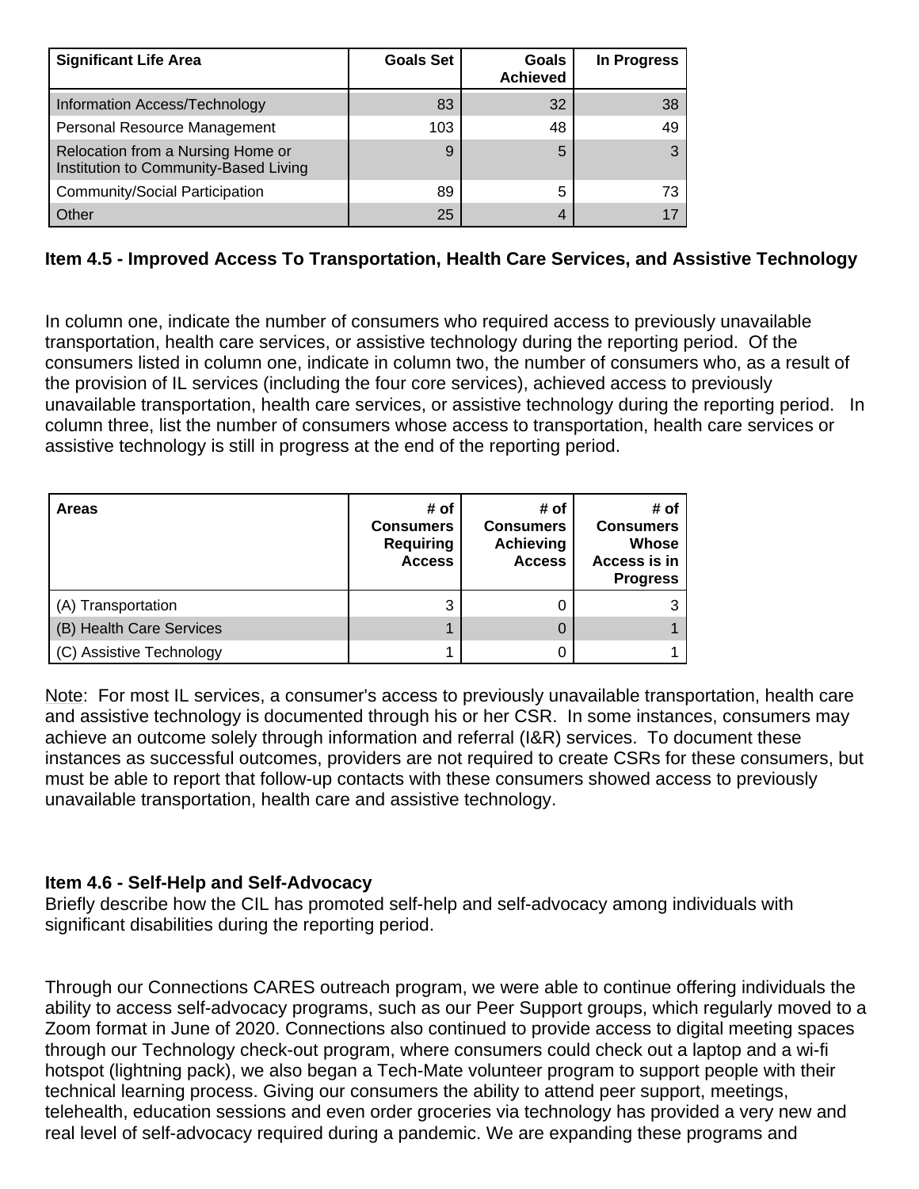| Significant Life Area | Goals Set | Goals Achieved | In Progress |
|---|---|---|---|
| Information Access/Technology | 83 | 32 | 38 |
| Personal Resource Management | 103 | 48 | 49 |
| Relocation from a Nursing Home or Institution to Community-Based Living | 9 | 5 | 3 |
| Community/Social Participation | 89 | 5 | 73 |
| Other | 25 | 4 | 17 |

### Item 4.5 - Improved Access To Transportation, Health Care Services, and Assistive Technology

In column one, indicate the number of consumers who required access to previously unavailable transportation, health care services, or assistive technology during the reporting period. Of the consumers listed in column one, indicate in column two, the number of consumers who, as a result of the provision of IL services (including the four core services), achieved access to previously unavailable transportation, health care services, or assistive technology during the reporting period. In column three, list the number of consumers whose access to transportation, health care services or assistive technology is still in progress at the end of the reporting period.

| Areas | # of Consumers Requiring Access | # of Consumers Achieving Access | # of Consumers Whose Access is in Progress |
|---|---|---|---|
| (A) Transportation | 3 | 0 | 3 |
| (B) Health Care Services | 1 | 0 | 1 |
| (C) Assistive Technology | 1 | 0 | 1 |

Note: For most IL services, a consumer's access to previously unavailable transportation, health care and assistive technology is documented through his or her CSR. In some instances, consumers may achieve an outcome solely through information and referral (I&R) services. To document these instances as successful outcomes, providers are not required to create CSRs for these consumers, but must be able to report that follow-up contacts with these consumers showed access to previously unavailable transportation, health care and assistive technology.

### Item 4.6 - Self-Help and Self-Advocacy

Briefly describe how the CIL has promoted self-help and self-advocacy among individuals with significant disabilities during the reporting period.

Through our Connections CARES outreach program, we were able to continue offering individuals the ability to access self-advocacy programs, such as our Peer Support groups, which regularly moved to a Zoom format in June of 2020. Connections also continued to provide access to digital meeting spaces through our Technology check-out program, where consumers could check out a laptop and a wi-fi hotspot (lightning pack), we also began a Tech-Mate volunteer program to support people with their technical learning process. Giving our consumers the ability to attend peer support, meetings, telehealth, education sessions and even order groceries via technology has provided a very new and real level of self-advocacy required during a pandemic. We are expanding these programs and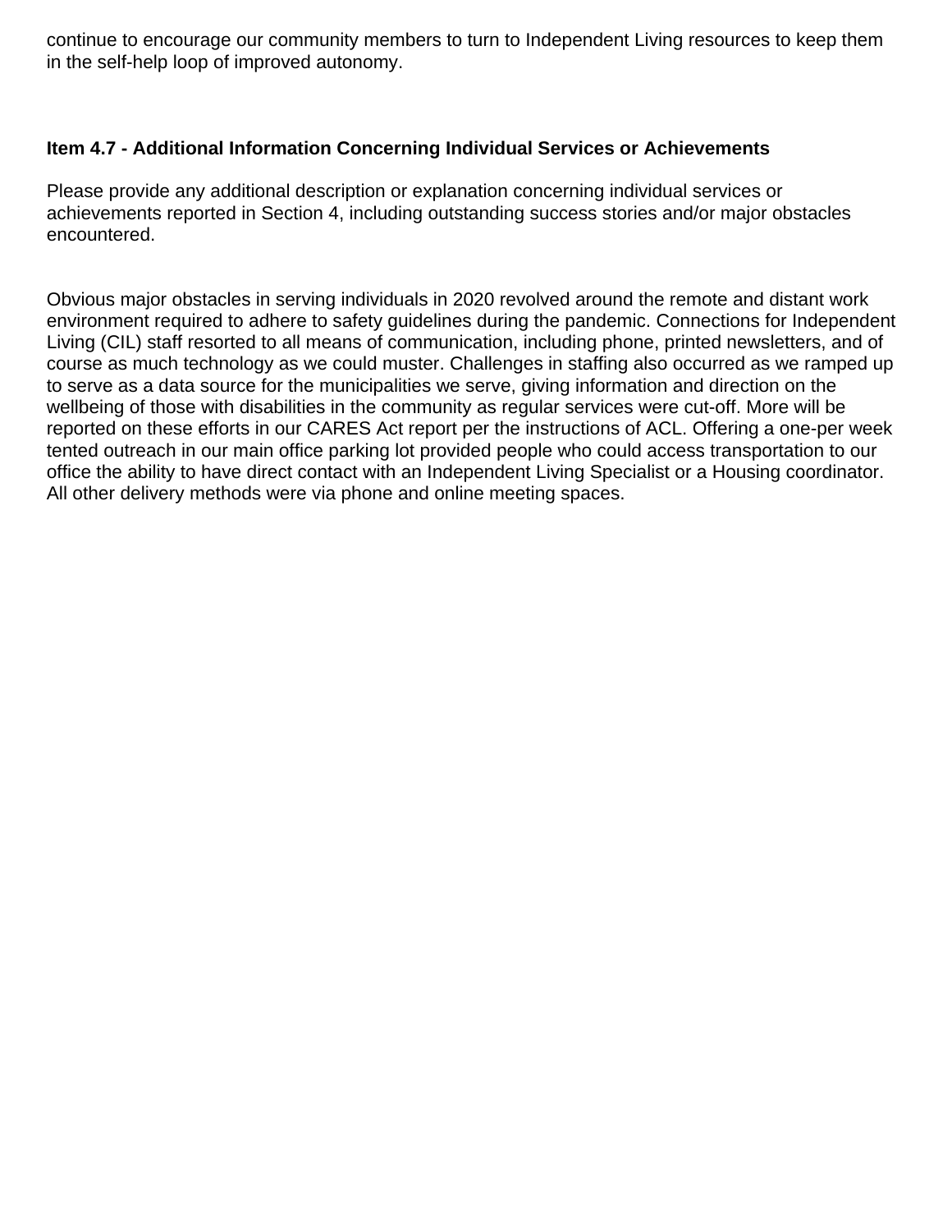continue to encourage our community members to turn to Independent Living resources to keep them in the self-help loop of improved autonomy.

### Item 4.7 - Additional Information Concerning Individual Services or Achievements

Please provide any additional description or explanation concerning individual services or achievements reported in Section 4, including outstanding success stories and/or major obstacles encountered.

Obvious major obstacles in serving individuals in 2020 revolved around the remote and distant work environment required to adhere to safety guidelines during the pandemic. Connections for Independent Living (CIL) staff resorted to all means of communication, including phone, printed newsletters, and of course as much technology as we could muster. Challenges in staffing also occurred as we ramped up to serve as a data source for the municipalities we serve, giving information and direction on the wellbeing of those with disabilities in the community as regular services were cut-off. More will be reported on these efforts in our CARES Act report per the instructions of ACL. Offering a one-per week tented outreach in our main office parking lot provided people who could access transportation to our office the ability to have direct contact with an Independent Living Specialist or a Housing coordinator. All other delivery methods were via phone and online meeting spaces.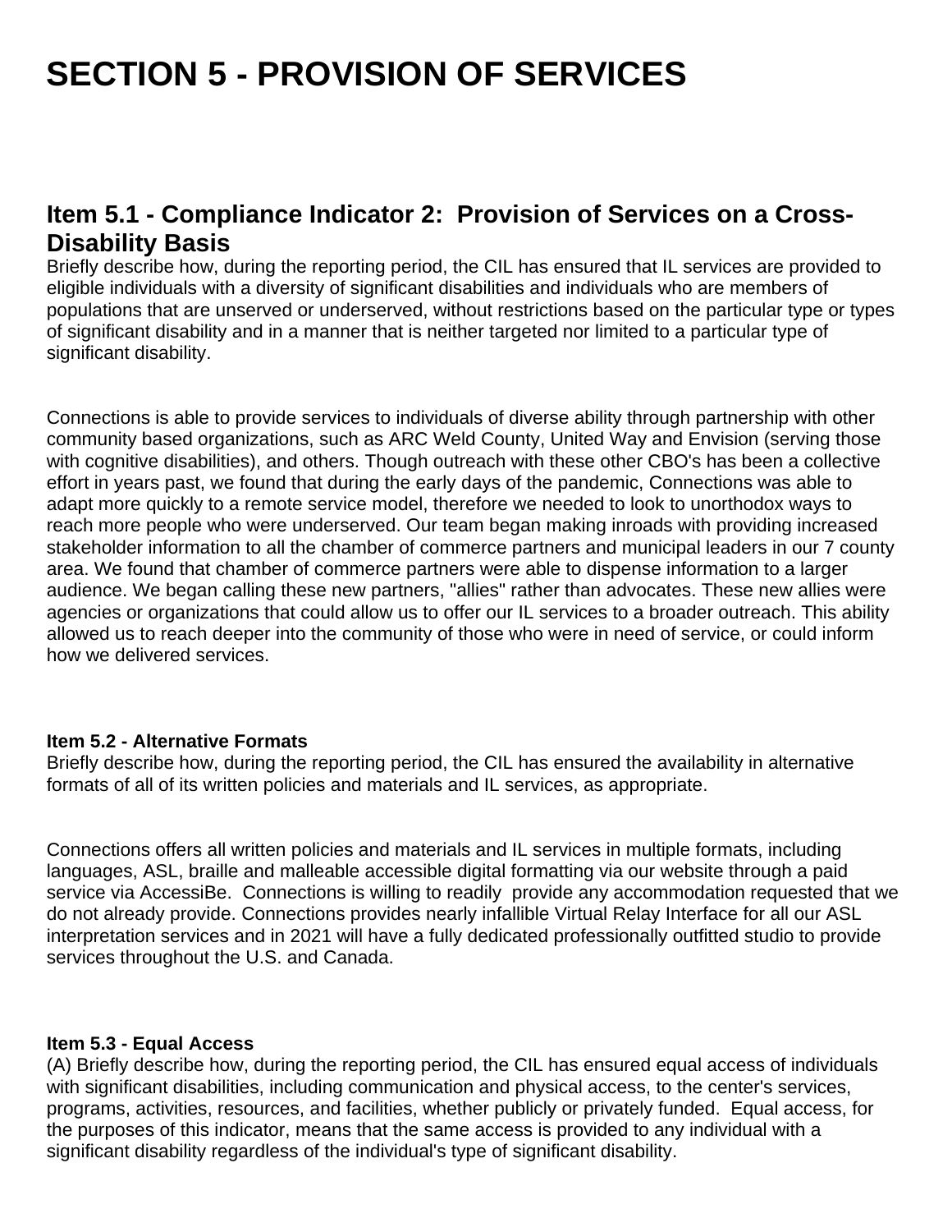# SECTION 5 - PROVISION OF SERVICES

## Item 5.1 - Compliance Indicator 2: Provision of Services on a Cross-Disability Basis

Briefly describe how, during the reporting period, the CIL has ensured that IL services are provided to eligible individuals with a diversity of significant disabilities and individuals who are members of populations that are unserved or underserved, without restrictions based on the particular type or types of significant disability and in a manner that is neither targeted nor limited to a particular type of significant disability.

Connections is able to provide services to individuals of diverse ability through partnership with other community based organizations, such as ARC Weld County, United Way and Envision (serving those with cognitive disabilities), and others. Though outreach with these other CBO's has been a collective effort in years past, we found that during the early days of the pandemic, Connections was able to adapt more quickly to a remote service model, therefore we needed to look to unorthodox ways to reach more people who were underserved. Our team began making inroads with providing increased stakeholder information to all the chamber of commerce partners and municipal leaders in our 7 county area. We found that chamber of commerce partners were able to dispense information to a larger audience. We began calling these new partners, "allies" rather than advocates. These new allies were agencies or organizations that could allow us to offer our IL services to a broader outreach. This ability allowed us to reach deeper into the community of those who were in need of service, or could inform how we delivered services.

### Item 5.2 - Alternative Formats

Briefly describe how, during the reporting period, the CIL has ensured the availability in alternative formats of all of its written policies and materials and IL services, as appropriate.

Connections offers all written policies and materials and IL services in multiple formats, including languages, ASL, braille and malleable accessible digital formatting via our website through a paid service via AccessiBe. Connections is willing to readily provide any accommodation requested that we do not already provide. Connections provides nearly infallible Virtual Relay Interface for all our ASL interpretation services and in 2021 will have a fully dedicated professionally outfitted studio to provide services throughout the U.S. and Canada.

### Item 5.3 - Equal Access

(A) Briefly describe how, during the reporting period, the CIL has ensured equal access of individuals with significant disabilities, including communication and physical access, to the center's services, programs, activities, resources, and facilities, whether publicly or privately funded. Equal access, for the purposes of this indicator, means that the same access is provided to any individual with a significant disability regardless of the individual's type of significant disability.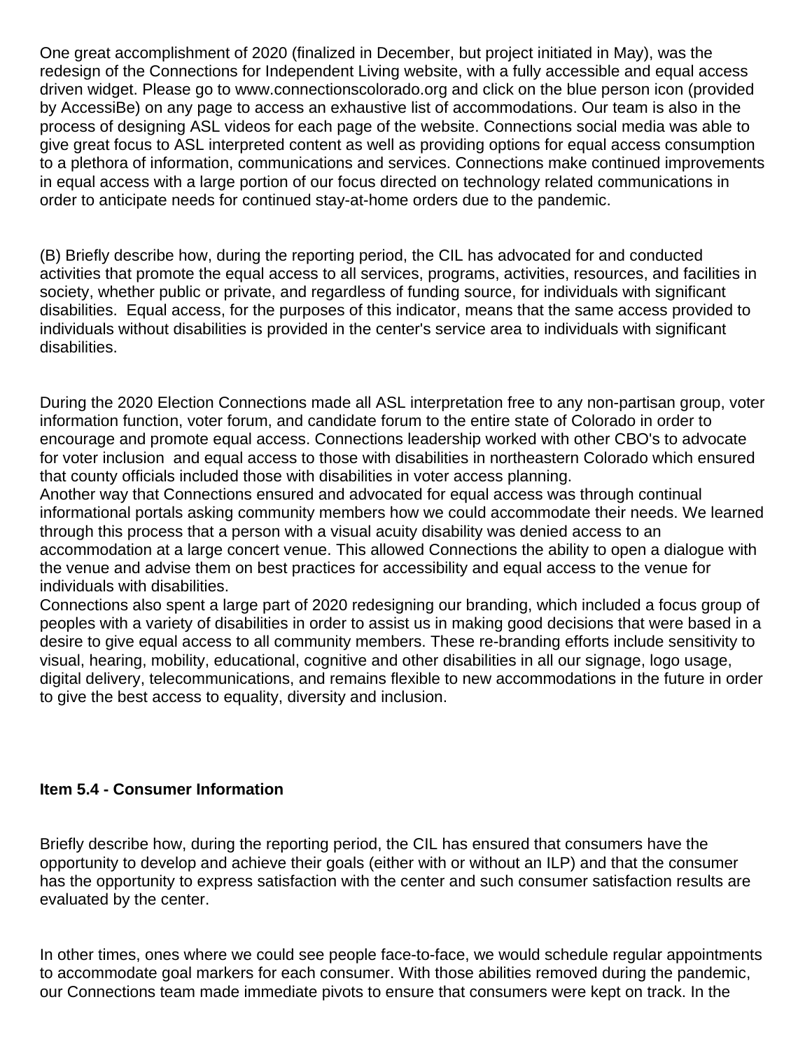One great accomplishment of 2020 (finalized in December, but project initiated in May), was the redesign of the Connections for Independent Living website, with a fully accessible and equal access driven widget. Please go to www.connectionscolorado.org and click on the blue person icon (provided by AccessiBe) on any page to access an exhaustive list of accommodations. Our team is also in the process of designing ASL videos for each page of the website. Connections social media was able to give great focus to ASL interpreted content as well as providing options for equal access consumption to a plethora of information, communications and services. Connections make continued improvements in equal access with a large portion of our focus directed on technology related communications in order to anticipate needs for continued stay-at-home orders due to the pandemic.

(B) Briefly describe how, during the reporting period, the CIL has advocated for and conducted activities that promote the equal access to all services, programs, activities, resources, and facilities in society, whether public or private, and regardless of funding source, for individuals with significant disabilities. Equal access, for the purposes of this indicator, means that the same access provided to individuals without disabilities is provided in the center's service area to individuals with significant disabilities.

During the 2020 Election Connections made all ASL interpretation free to any non-partisan group, voter information function, voter forum, and candidate forum to the entire state of Colorado in order to encourage and promote equal access. Connections leadership worked with other CBO's to advocate for voter inclusion and equal access to those with disabilities in northeastern Colorado which ensured that county officials included those with disabilities in voter access planning.
Another way that Connections ensured and advocated for equal access was through continual informational portals asking community members how we could accommodate their needs. We learned through this process that a person with a visual acuity disability was denied access to an accommodation at a large concert venue. This allowed Connections the ability to open a dialogue with the venue and advise them on best practices for accessibility and equal access to the venue for individuals with disabilities.
Connections also spent a large part of 2020 redesigning our branding, which included a focus group of peoples with a variety of disabilities in order to assist us in making good decisions that were based in a desire to give equal access to all community members. These re-branding efforts include sensitivity to visual, hearing, mobility, educational, cognitive and other disabilities in all our signage, logo usage, digital delivery, telecommunications, and remains flexible to new accommodations in the future in order to give the best access to equality, diversity and inclusion.

**Item 5.4 - Consumer Information**

Briefly describe how, during the reporting period, the CIL has ensured that consumers have the opportunity to develop and achieve their goals (either with or without an ILP) and that the consumer has the opportunity to express satisfaction with the center and such consumer satisfaction results are evaluated by the center.

In other times, ones where we could see people face-to-face, we would schedule regular appointments to accommodate goal markers for each consumer. With those abilities removed during the pandemic, our Connections team made immediate pivots to ensure that consumers were kept on track. In the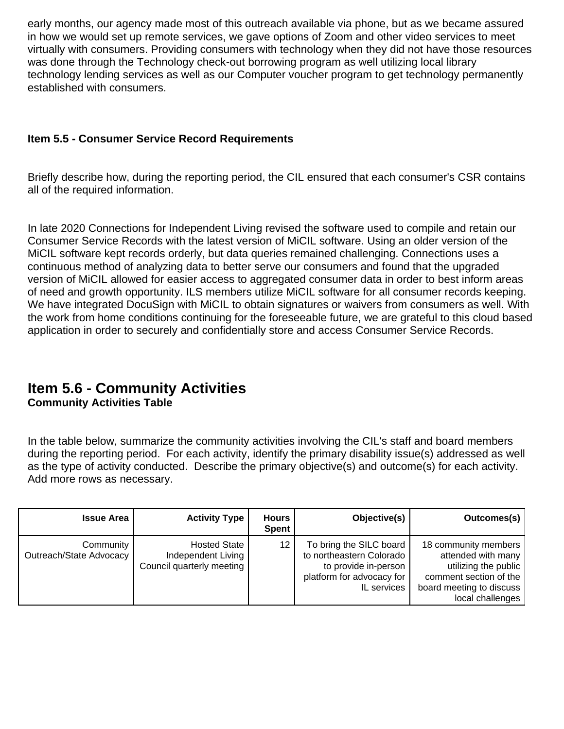early months, our agency made most of this outreach available via phone, but as we became assured in how we would set up remote services, we gave options of Zoom and other video services to meet virtually with consumers. Providing consumers with technology when they did not have those resources was done through the Technology check-out borrowing program as well utilizing local library technology lending services as well as our Computer voucher program to get technology permanently established with consumers.

**Item 5.5 - Consumer Service Record Requirements**

Briefly describe how, during the reporting period, the CIL ensured that each consumer's CSR contains all of the required information.

In late 2020 Connections for Independent Living revised the software used to compile and retain our Consumer Service Records with the latest version of MiCIL software. Using an older version of the MiCIL software kept records orderly, but data queries remained challenging. Connections uses a continuous method of analyzing data to better serve our consumers and found that the upgraded version of MiCIL allowed for easier access to aggregated consumer data in order to best inform areas of need and growth opportunity. ILS members utilize MiCIL software for all consumer records keeping. We have integrated DocuSign with MiCIL to obtain signatures or waivers from consumers as well. With the work from home conditions continuing for the foreseeable future, we are grateful to this cloud based application in order to securely and confidentially store and access Consumer Service Records.

## Item 5.6 - Community Activities

**Community Activities Table**

In the table below, summarize the community activities involving the CIL's staff and board members during the reporting period. For each activity, identify the primary disability issue(s) addressed as well as the type of activity conducted. Describe the primary objective(s) and outcome(s) for each activity. Add more rows as necessary.

| Issue Area | Activity Type | Hours Spent | Objective(s) | Outcomes(s) |
| --- | --- | --- | --- | --- |
| Community Outreach/State Advocacy | Hosted State Independent Living Council quarterly meeting | 12 | To bring the SILC board to northeastern Colorado to provide in-person platform for advocacy for IL services | 18 community members attended with many utilizing the public comment section of the board meeting to discuss local challenges |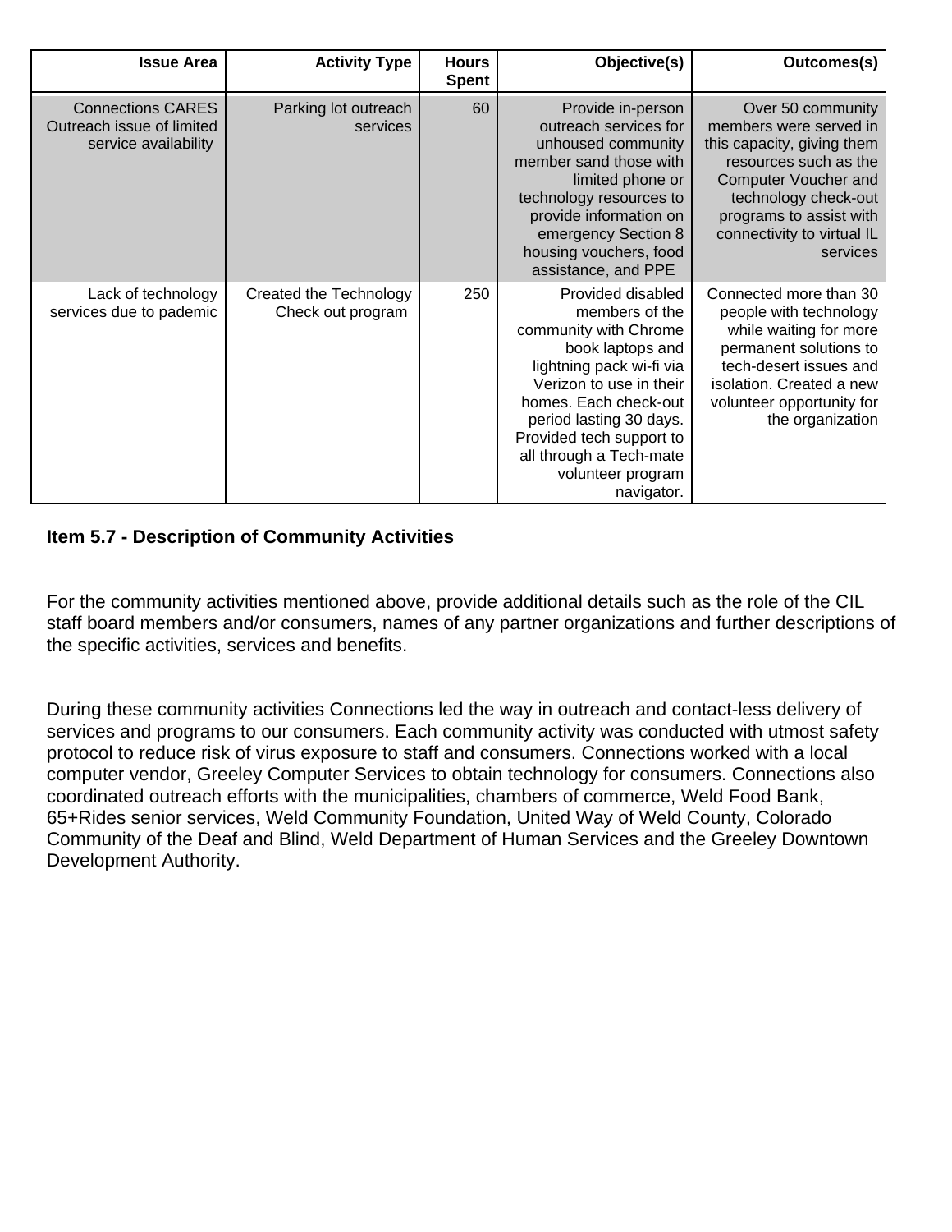| Issue Area | Activity Type | Hours Spent | Objective(s) | Outcomes(s) |
|---|---|---|---|---|
| Connections CARES Outreach issue of limited service availability | Parking lot outreach services | 60 | Provide in-person outreach services for unhoused community member sand those with limited phone or technology resources to provide information on emergency Section 8 housing vouchers, food assistance, and PPE | Over 50 community members were served in this capacity, giving them resources such as the Computer Voucher and technology check-out programs to assist with connectivity to virtual IL services |
| Lack of technology services due to pademic | Created the Technology Check out program | 250 | Provided disabled members of the community with Chrome book laptops and lightning pack wi-fi via Verizon to use in their homes. Each check-out period lasting 30 days. Provided tech support to all through a Tech-mate volunteer program navigator. | Connected more than 30 people with technology while waiting for more permanent solutions to tech-desert issues and isolation. Created a new volunteer opportunity for the organization |

**Item 5.7 - Description of Community Activities**

For the community activities mentioned above, provide additional details such as the role of the CIL staff board members and/or consumers, names of any partner organizations and further descriptions of the specific activities, services and benefits.

During these community activities Connections led the way in outreach and contact-less delivery of services and programs to our consumers. Each community activity was conducted with utmost safety protocol to reduce risk of virus exposure to staff and consumers. Connections worked with a local computer vendor, Greeley Computer Services to obtain technology for consumers. Connections also coordinated outreach efforts with the municipalities, chambers of commerce, Weld Food Bank, 65+Rides senior services, Weld Community Foundation, United Way of Weld County, Colorado Community of the Deaf and Blind, Weld Department of Human Services and the Greeley Downtown Development Authority.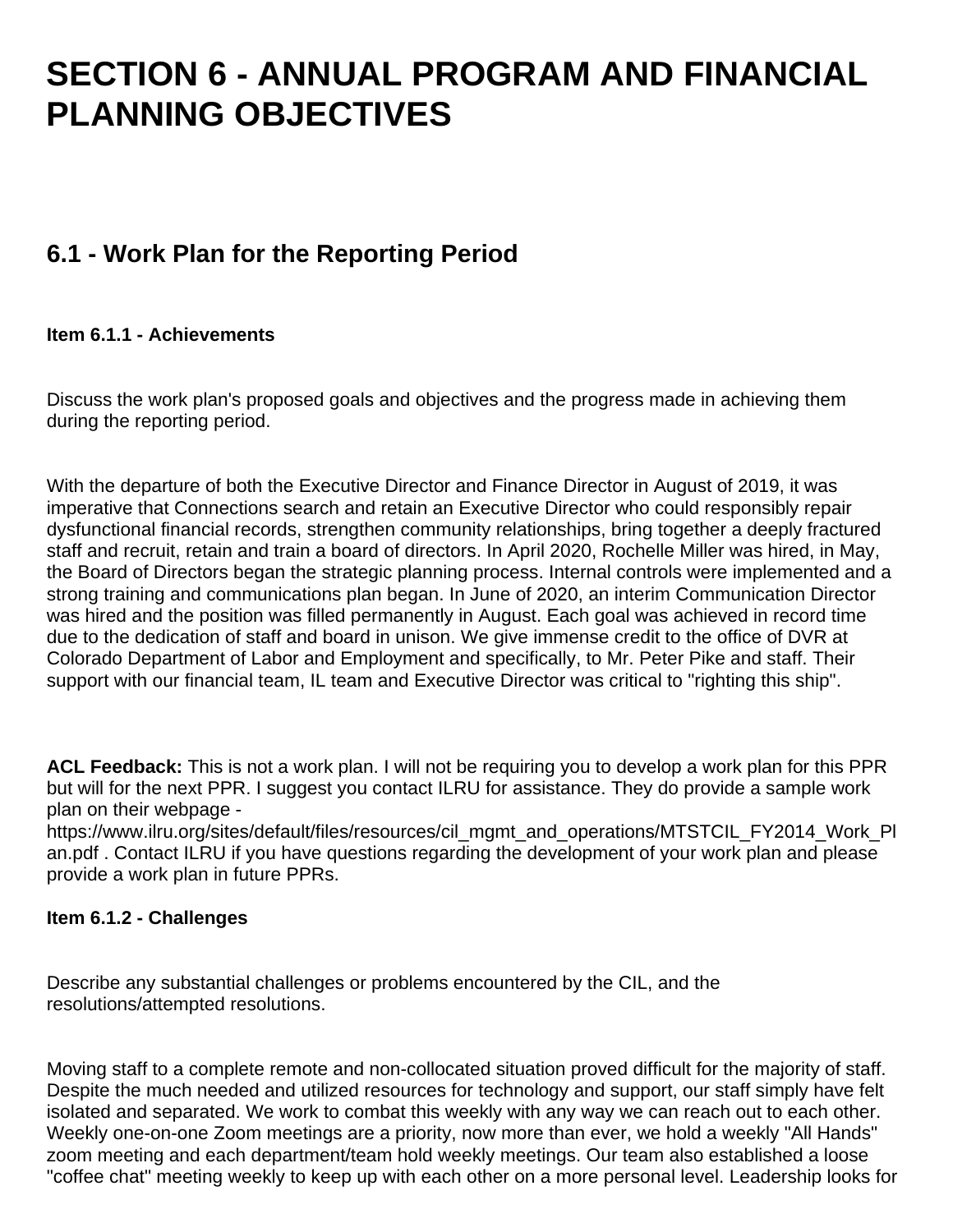# SECTION 6 - ANNUAL PROGRAM AND FINANCIAL PLANNING OBJECTIVES

## 6.1 - Work Plan for the Reporting Period

### Item 6.1.1 - Achievements

Discuss the work plan's proposed goals and objectives and the progress made in achieving them during the reporting period.

With the departure of both the Executive Director and Finance Director in August of 2019, it was imperative that Connections search and retain an Executive Director who could responsibly repair dysfunctional financial records, strengthen community relationships, bring together a deeply fractured staff and recruit, retain and train a board of directors. In April 2020, Rochelle Miller was hired, in May, the Board of Directors began the strategic planning process. Internal controls were implemented and a strong training and communications plan began. In June of 2020, an interim Communication Director was hired and the position was filled permanently in August. Each goal was achieved in record time due to the dedication of staff and board in unison. We give immense credit to the office of DVR at Colorado Department of Labor and Employment and specifically, to Mr. Peter Pike and staff. Their support with our financial team, IL team and Executive Director was critical to "righting this ship".

**ACL Feedback:** This is not a work plan. I will not be requiring you to develop a work plan for this PPR but will for the next PPR. I suggest you contact ILRU for assistance. They do provide a sample work plan on their webpage - https://www.ilru.org/sites/default/files/resources/cil_mgmt_and_operations/MTSTCIL_FY2014_Work_Plan.pdf . Contact ILRU if you have questions regarding the development of your work plan and please provide a work plan in future PPRs.

### Item 6.1.2 - Challenges

Describe any substantial challenges or problems encountered by the CIL, and the resolutions/attempted resolutions.

Moving staff to a complete remote and non-collocated situation proved difficult for the majority of staff. Despite the much needed and utilized resources for technology and support, our staff simply have felt isolated and separated. We work to combat this weekly with any way we can reach out to each other. Weekly one-on-one Zoom meetings are a priority, now more than ever, we hold a weekly "All Hands" zoom meeting and each department/team hold weekly meetings. Our team also established a loose "coffee chat" meeting weekly to keep up with each other on a more personal level. Leadership looks for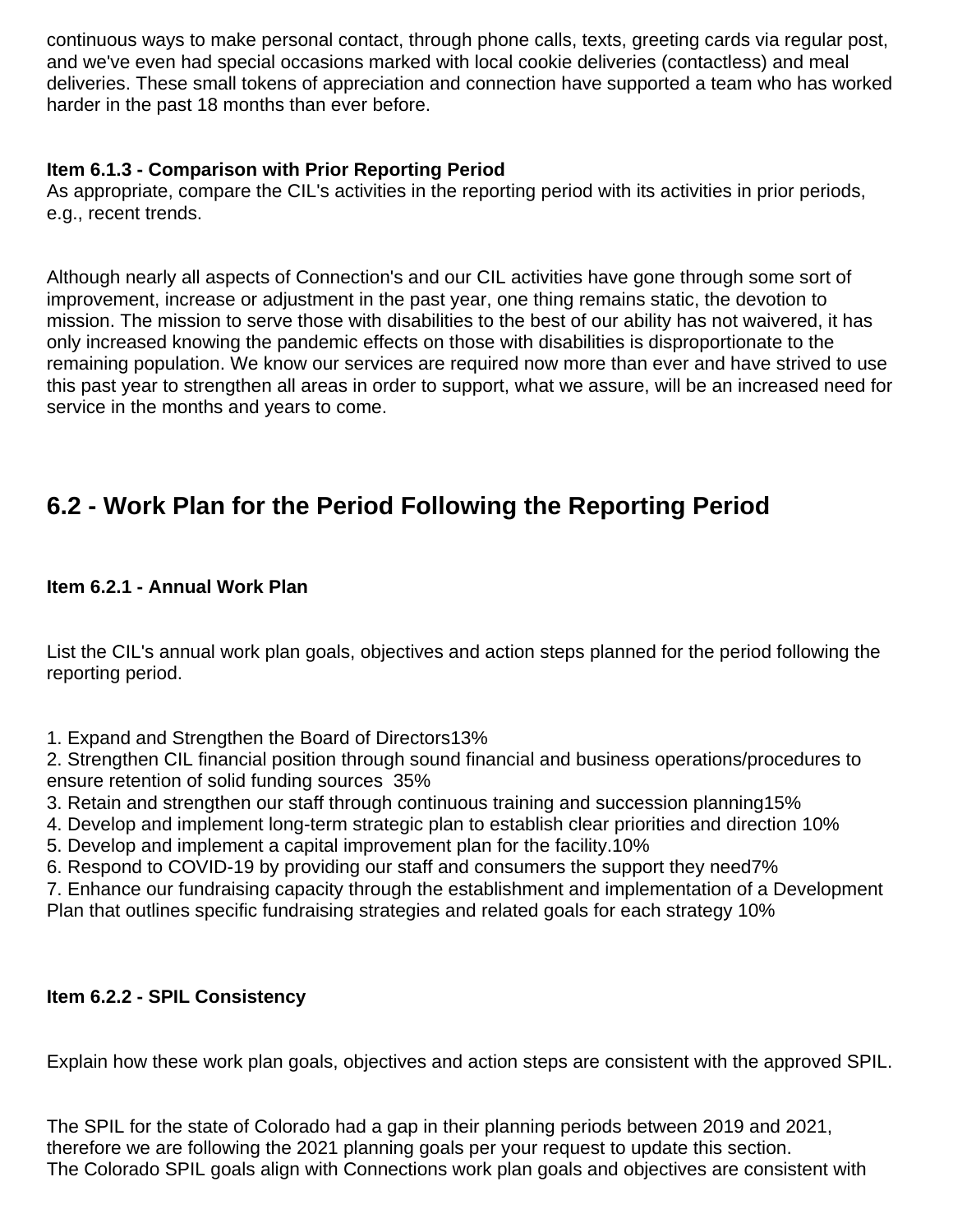continuous ways to make personal contact, through phone calls, texts, greeting cards via regular post, and we've even had special occasions marked with local cookie deliveries (contactless) and meal deliveries. These small tokens of appreciation and connection have supported a team who has worked harder in the past 18 months than ever before.

**Item 6.1.3 - Comparison with Prior Reporting Period**
As appropriate, compare the CIL's activities in the reporting period with its activities in prior periods, e.g., recent trends.

Although nearly all aspects of Connection's and our CIL activities have gone through some sort of improvement, increase or adjustment in the past year, one thing remains static, the devotion to mission. The mission to serve those with disabilities to the best of our ability has not waivered, it has only increased knowing the pandemic effects on those with disabilities is disproportionate to the remaining population. We know our services are required now more than ever and have strived to use this past year to strengthen all areas in order to support, what we assure, will be an increased need for service in the months and years to come.

## 6.2 - Work Plan for the Period Following the Reporting Period

**Item 6.2.1 - Annual Work Plan**

List the CIL's annual work plan goals, objectives and action steps planned for the period following the reporting period.

1. Expand and Strengthen the Board of Directors13%
2. Strengthen CIL financial position through sound financial and business operations/procedures to ensure retention of solid funding sources  35%
3. Retain and strengthen our staff through continuous training and succession planning15%
4. Develop and implement long-term strategic plan to establish clear priorities and direction 10%
5. Develop and implement a capital improvement plan for the facility.10%
6. Respond to COVID-19 by providing our staff and consumers the support they need7%
7. Enhance our fundraising capacity through the establishment and implementation of a Development Plan that outlines specific fundraising strategies and related goals for each strategy 10%

**Item 6.2.2 - SPIL Consistency**

Explain how these work plan goals, objectives and action steps are consistent with the approved SPIL.

The SPIL for the state of Colorado had a gap in their planning periods between 2019 and 2021, therefore we are following the 2021 planning goals per your request to update this section.
The Colorado SPIL goals align with Connections work plan goals and objectives are consistent with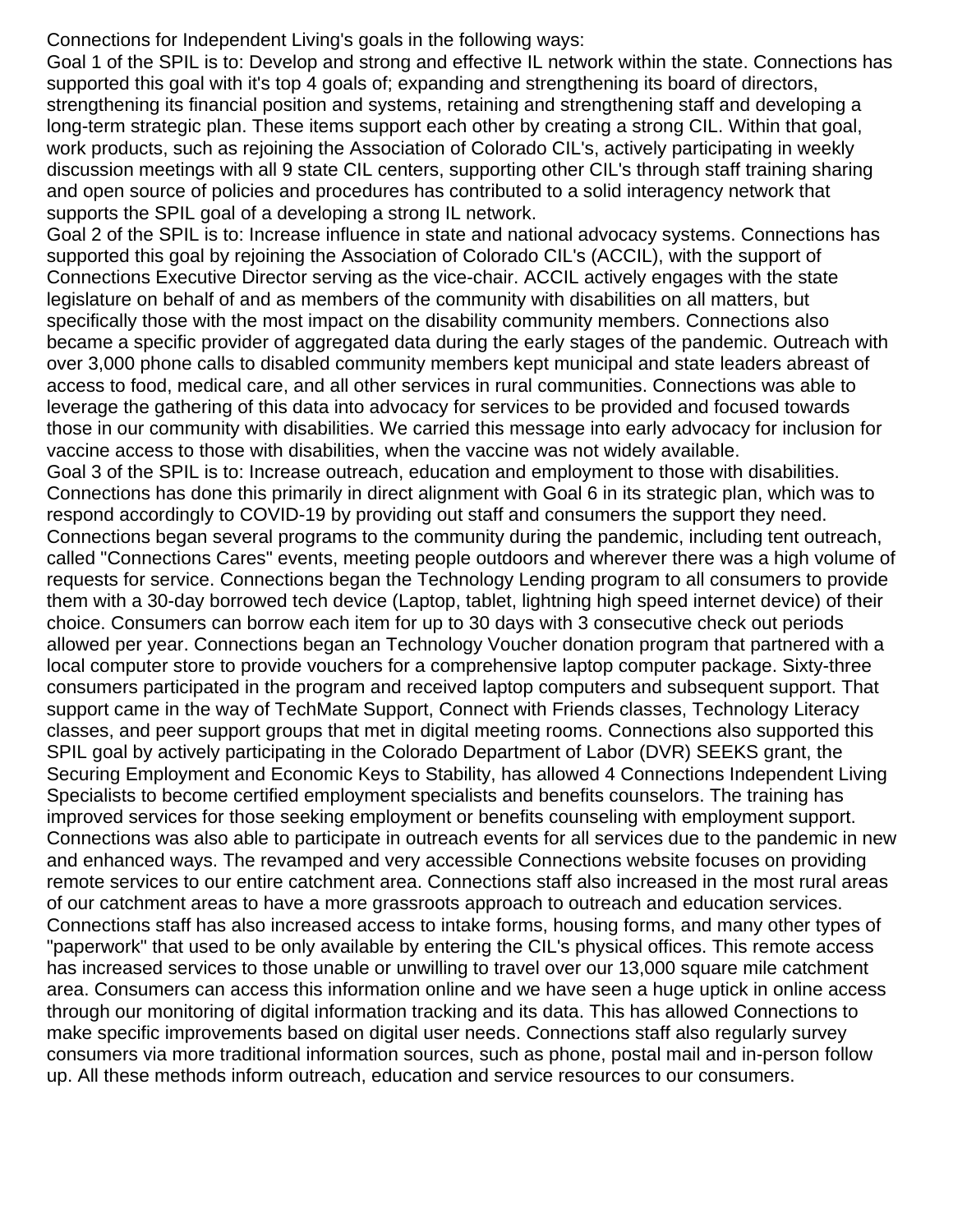Connections for Independent Living's goals in the following ways:

Goal 1 of the SPIL is to: Develop and strong and effective IL network within the state. Connections has supported this goal with it's top 4 goals of; expanding and strengthening its board of directors, strengthening its financial position and systems, retaining and strengthening staff and developing a long-term strategic plan. These items support each other by creating a strong CIL. Within that goal, work products, such as rejoining the Association of Colorado CIL's, actively participating in weekly discussion meetings with all 9 state CIL centers, supporting other CIL's through staff training sharing and open source of policies and procedures has contributed to a solid interagency network that supports the SPIL goal of a developing a strong IL network.

Goal 2 of the SPIL is to: Increase influence in state and national advocacy systems. Connections has supported this goal by rejoining the Association of Colorado CIL's (ACCIL), with the support of Connections Executive Director serving as the vice-chair. ACCIL actively engages with the state legislature on behalf of and as members of the community with disabilities on all matters, but specifically those with the most impact on the disability community members. Connections also became a specific provider of aggregated data during the early stages of the pandemic. Outreach with over 3,000 phone calls to disabled community members kept municipal and state leaders abreast of access to food, medical care, and all other services in rural communities. Connections was able to leverage the gathering of this data into advocacy for services to be provided and focused towards those in our community with disabilities. We carried this message into early advocacy for inclusion for vaccine access to those with disabilities, when the vaccine was not widely available.

Goal 3 of the SPIL is to: Increase outreach, education and employment to those with disabilities. Connections has done this primarily in direct alignment with Goal 6 in its strategic plan, which was to respond accordingly to COVID-19 by providing out staff and consumers the support they need. Connections began several programs to the community during the pandemic, including tent outreach, called "Connections Cares" events, meeting people outdoors and wherever there was a high volume of requests for service. Connections began the Technology Lending program to all consumers to provide them with a 30-day borrowed tech device (Laptop, tablet, lightning high speed internet device) of their choice. Consumers can borrow each item for up to 30 days with 3 consecutive check out periods allowed per year. Connections began an Technology Voucher donation program that partnered with a local computer store to provide vouchers for a comprehensive laptop computer package. Sixty-three consumers participated in the program and received laptop computers and subsequent support. That support came in the way of TechMate Support, Connect with Friends classes, Technology Literacy classes, and peer support groups that met in digital meeting rooms. Connections also supported this SPIL goal by actively participating in the Colorado Department of Labor (DVR) SEEKS grant, the Securing Employment and Economic Keys to Stability, has allowed 4 Connections Independent Living Specialists to become certified employment specialists and benefits counselors. The training has improved services for those seeking employment or benefits counseling with employment support. Connections was also able to participate in outreach events for all services due to the pandemic in new and enhanced ways. The revamped and very accessible Connections website focuses on providing remote services to our entire catchment area. Connections staff also increased in the most rural areas of our catchment areas to have a more grassroots approach to outreach and education services. Connections staff has also increased access to intake forms, housing forms, and many other types of "paperwork" that used to be only available by entering the CIL's physical offices. This remote access has increased services to those unable or unwilling to travel over our 13,000 square mile catchment area. Consumers can access this information online and we have seen a huge uptick in online access through our monitoring of digital information tracking and its data. This has allowed Connections to make specific improvements based on digital user needs. Connections staff also regularly survey consumers via more traditional information sources, such as phone, postal mail and in-person follow up. All these methods inform outreach, education and service resources to our consumers.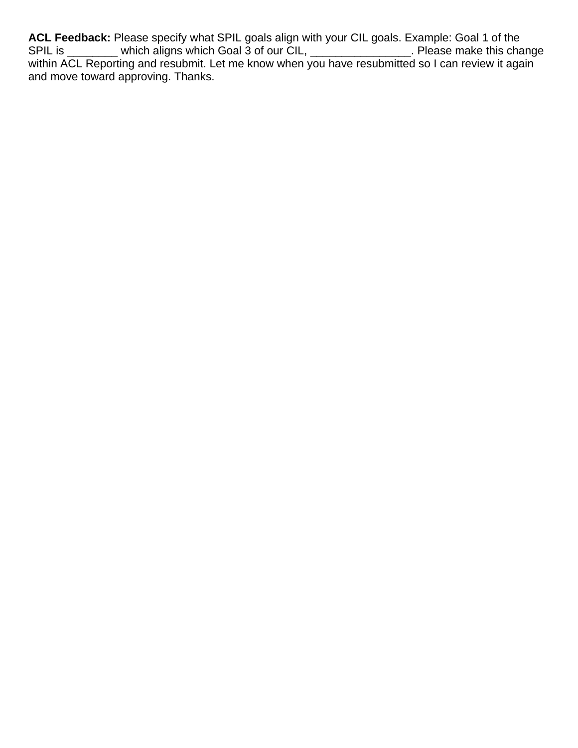**ACL Feedback:** Please specify what SPIL goals align with your CIL goals. Example: Goal 1 of the SPIL is ________ which aligns which Goal 3 of our CIL, ________________. Please make this change within ACL Reporting and resubmit. Let me know when you have resubmitted so I can review it again and move toward approving. Thanks.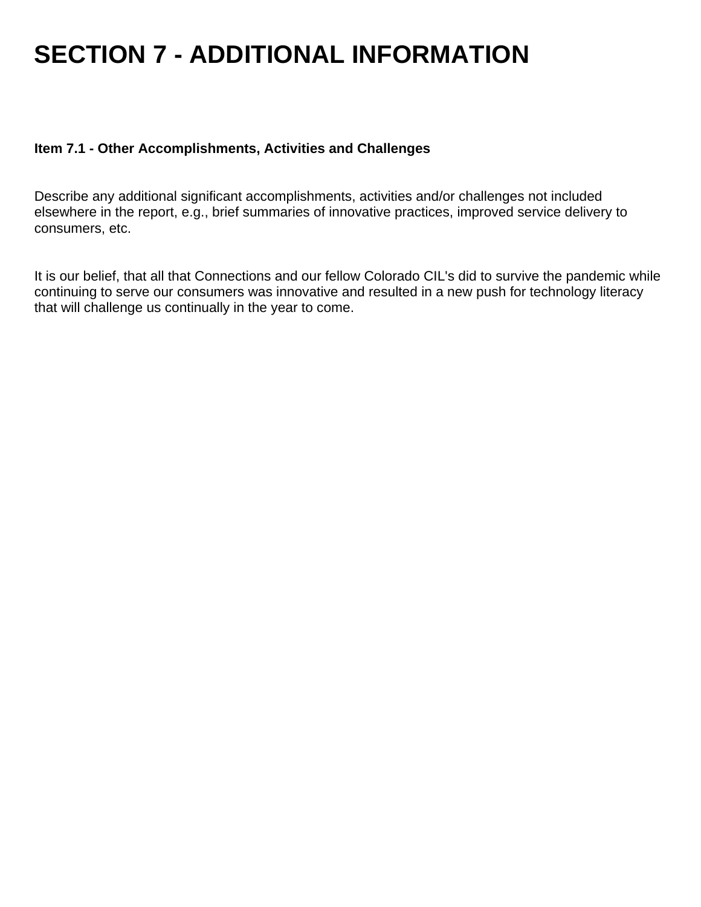# SECTION 7 - ADDITIONAL INFORMATION

### Item 7.1 - Other Accomplishments, Activities and Challenges

Describe any additional significant accomplishments, activities and/or challenges not included elsewhere in the report, e.g., brief summaries of innovative practices, improved service delivery to consumers, etc.

It is our belief, that all that Connections and our fellow Colorado CIL's did to survive the pandemic while continuing to serve our consumers was innovative and resulted in a new push for technology literacy that will challenge us continually in the year to come.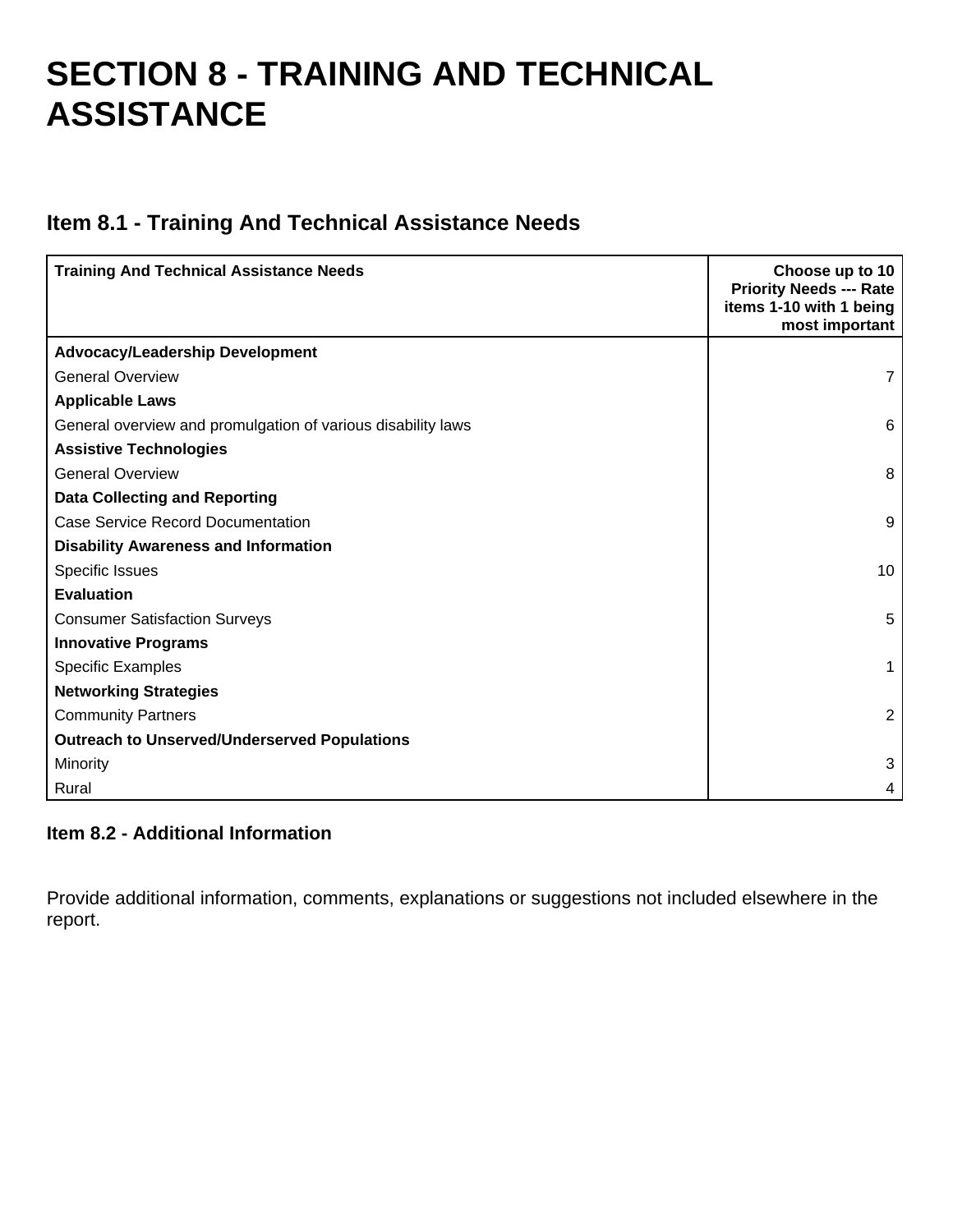# SECTION 8 - TRAINING AND TECHNICAL ASSISTANCE

## Item 8.1 - Training And Technical Assistance Needs

| Training And Technical Assistance Needs | Choose up to 10 Priority Needs --- Rate items 1-10 with 1 being most important |
|---|---|
| **Advocacy/Leadership Development** | |
| General Overview | 7 |
| **Applicable Laws** | |
| General overview and promulgation of various disability laws | 6 |
| **Assistive Technologies** | |
| General Overview | 8 |
| **Data Collecting and Reporting** | |
| Case Service Record Documentation | 9 |
| **Disability Awareness and Information** | |
| Specific Issues | 10 |
| **Evaluation** | |
| Consumer Satisfaction Surveys | 5 |
| **Innovative Programs** | |
| Specific Examples | 1 |
| **Networking Strategies** | |
| Community Partners | 2 |
| **Outreach to Unserved/Underserved Populations** | |
| Minority | 3 |
| Rural | 4 |

### Item 8.2 - Additional Information

Provide additional information, comments, explanations or suggestions not included elsewhere in the report.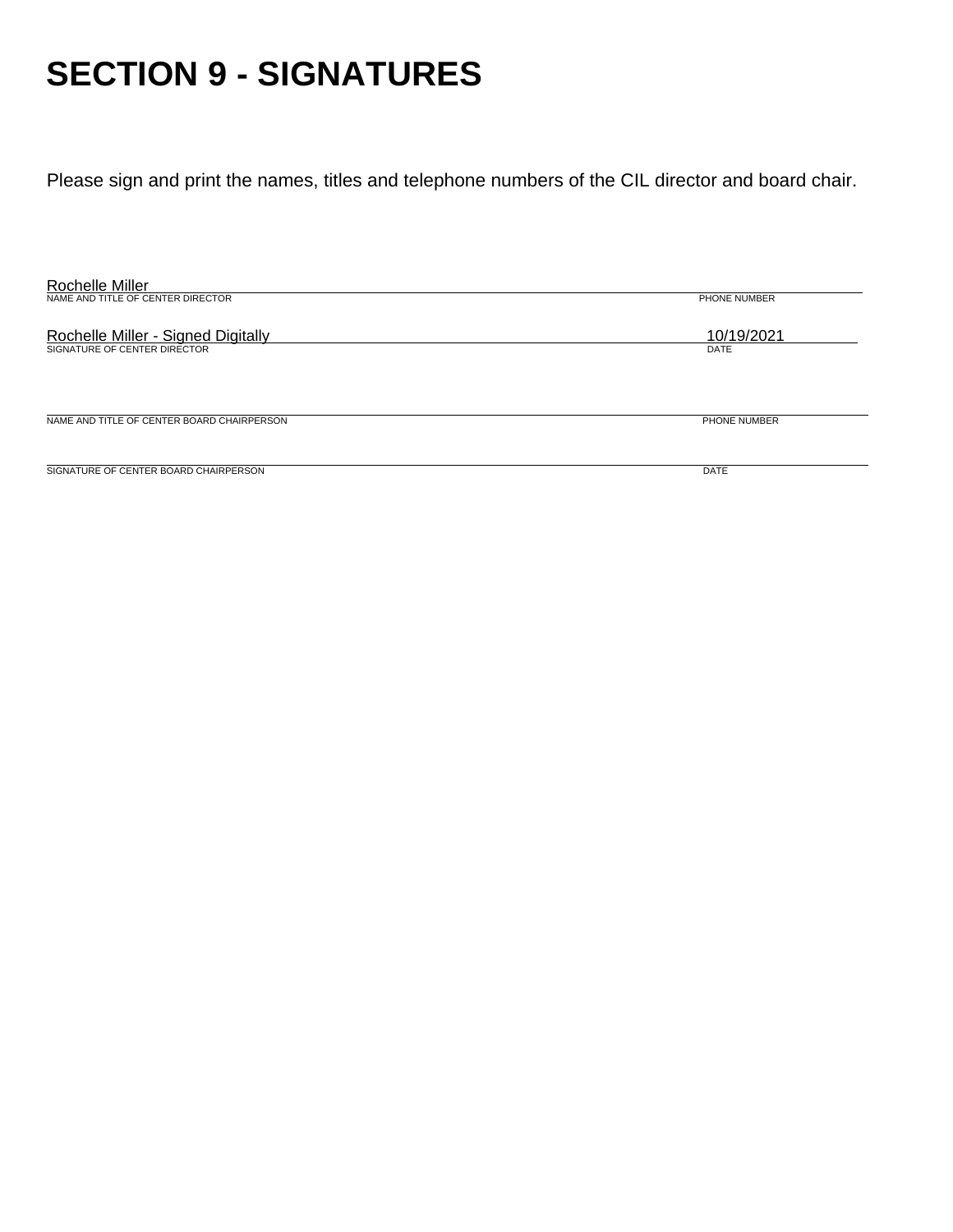# SECTION 9 - SIGNATURES

Please sign and print the names, titles and telephone numbers of the CIL director and board chair.

Rochelle Miller

NAME AND TITLE OF CENTER DIRECTOR — PHONE NUMBER

Rochelle Miller - Signed Digitally — 10/19/2021

SIGNATURE OF CENTER DIRECTOR — DATE

NAME AND TITLE OF CENTER BOARD CHAIRPERSON — PHONE NUMBER

SIGNATURE OF CENTER BOARD CHAIRPERSON — DATE